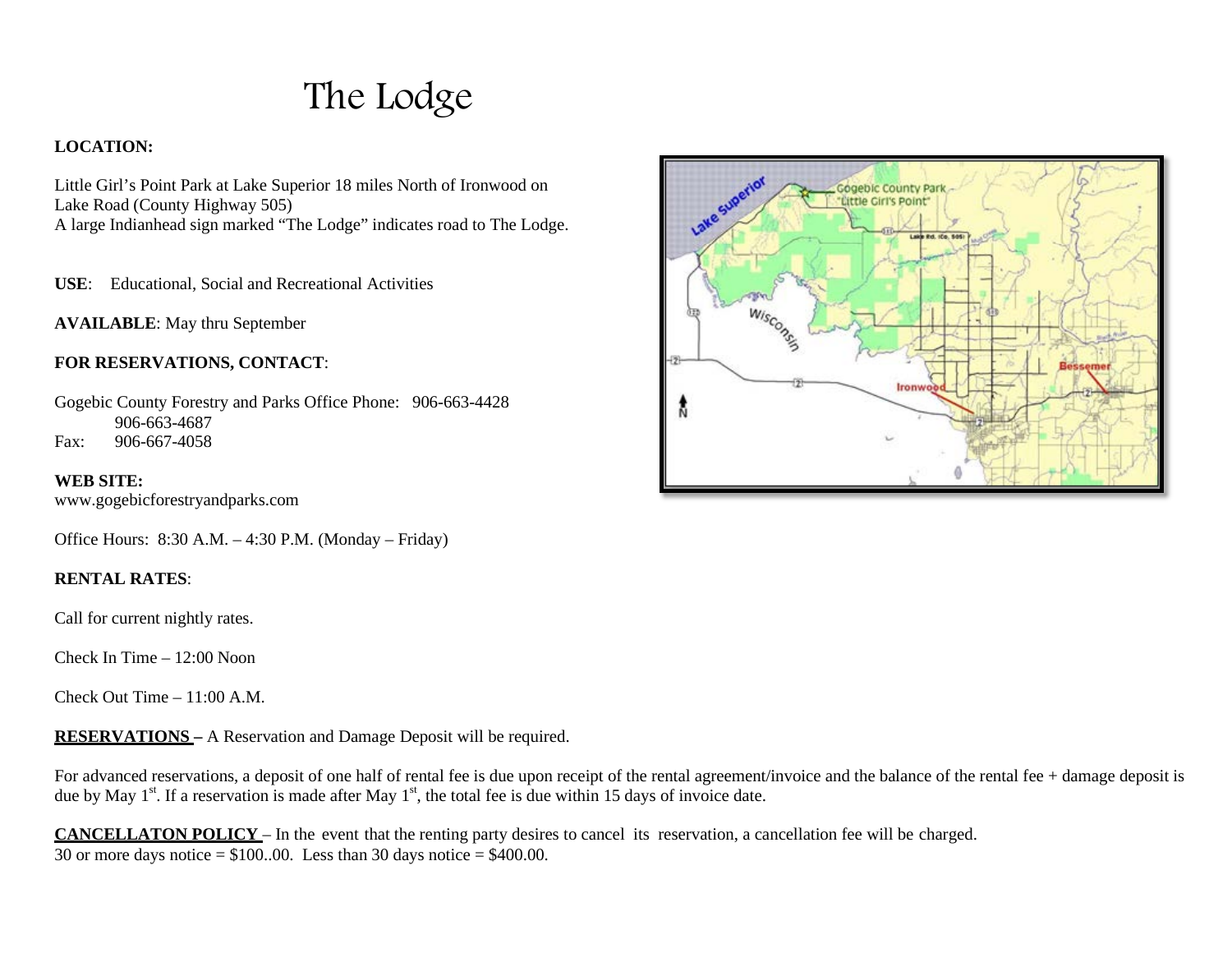# The Lodge

**LOCATION:**

Little Girl's Point Park at Lake Superior 18 miles North of Ironwood on Lake Road (County Highway 505)
A large Indianhead sign marked "The Lodge" indicates road to The Lodge.

**USE**: Educational, Social and Recreational Activities

**AVAILABLE**: May thru September

**FOR RESERVATIONS, CONTACT**:

Gogebic County Forestry and Parks Office Phone: 906-663-4428
906-663-4687
Fax: 906-667-4058

**WEB SITE:**
www.gogebicforestryandparks.com

Office Hours: 8:30 A.M. – 4:30 P.M. (Monday – Friday)

**RENTAL RATES**:

Call for current nightly rates.

Check In Time – 12:00 Noon

Check Out Time – 11:00 A.M.

**RESERVATIONS –** A Reservation and Damage Deposit will be required.

For advanced reservations, a deposit of one half of rental fee is due upon receipt of the rental agreement/invoice and the balance of the rental fee + damage deposit is due by May 1st. If a reservation is made after May 1st, the total fee is due within 15 days of invoice date.

**CANCELLATON POLICY** – In the event that the renting party desires to cancel its reservation, a cancellation fee will be charged.
30 or more days notice = $100..00. Less than 30 days notice = $400.00.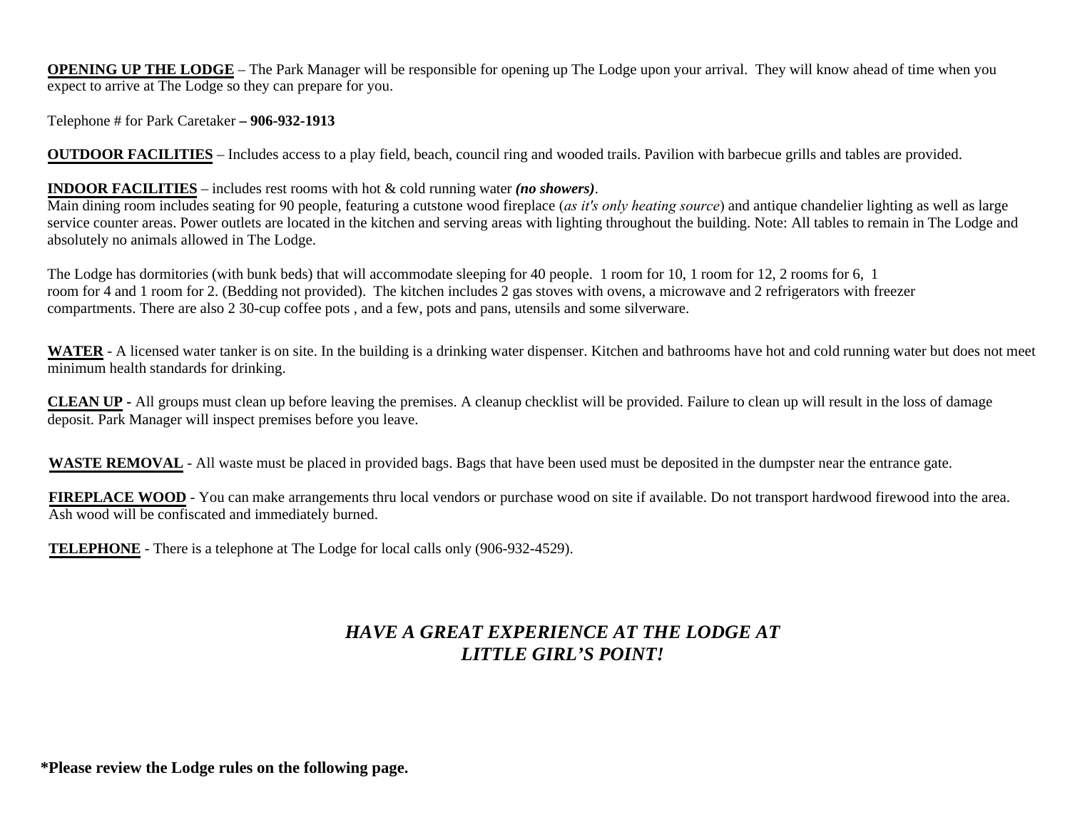**OPENING UP THE LODGE** – The Park Manager will be responsible for opening up The Lodge upon your arrival. They will know ahead of time when you expect to arrive at The Lodge so they can prepare for you.

Telephone # for Park Caretaker **– 906-932-1913**

**OUTDOOR FACILITIES** – Includes access to a play field, beach, council ring and wooded trails. Pavilion with barbecue grills and tables are provided.

**INDOOR FACILITIES** – includes rest rooms with hot & cold running water ***(no showers)***.
Main dining room includes seating for 90 people, featuring a cutstone wood fireplace (*as it's only heating source*) and antique chandelier lighting as well as large service counter areas. Power outlets are located in the kitchen and serving areas with lighting throughout the building. Note: All tables to remain in The Lodge and absolutely no animals allowed in The Lodge.

The Lodge has dormitories (with bunk beds) that will accommodate sleeping for 40 people. 1 room for 10, 1 room for 12, 2 rooms for 6, 1 room for 4 and 1 room for 2. (Bedding not provided). The kitchen includes 2 gas stoves with ovens, a microwave and 2 refrigerators with freezer compartments. There are also 2 30-cup coffee pots , and a few, pots and pans, utensils and some silverware.

**WATER** - A licensed water tanker is on site. In the building is a drinking water dispenser. Kitchen and bathrooms have hot and cold running water but does not meet minimum health standards for drinking.

**CLEAN UP** - All groups must clean up before leaving the premises. A cleanup checklist will be provided. Failure to clean up will result in the loss of damage deposit. Park Manager will inspect premises before you leave.

**WASTE REMOVAL** - All waste must be placed in provided bags. Bags that have been used must be deposited in the dumpster near the entrance gate.

**FIREPLACE WOOD** - You can make arrangements thru local vendors or purchase wood on site if available. Do not transport hardwood firewood into the area. Ash wood will be confiscated and immediately burned.

**TELEPHONE** - There is a telephone at The Lodge for local calls only (906-932-4529).

***HAVE A GREAT EXPERIENCE AT THE LODGE AT LITTLE GIRL'S POINT!***

**\*Please review the Lodge rules on the following page.**